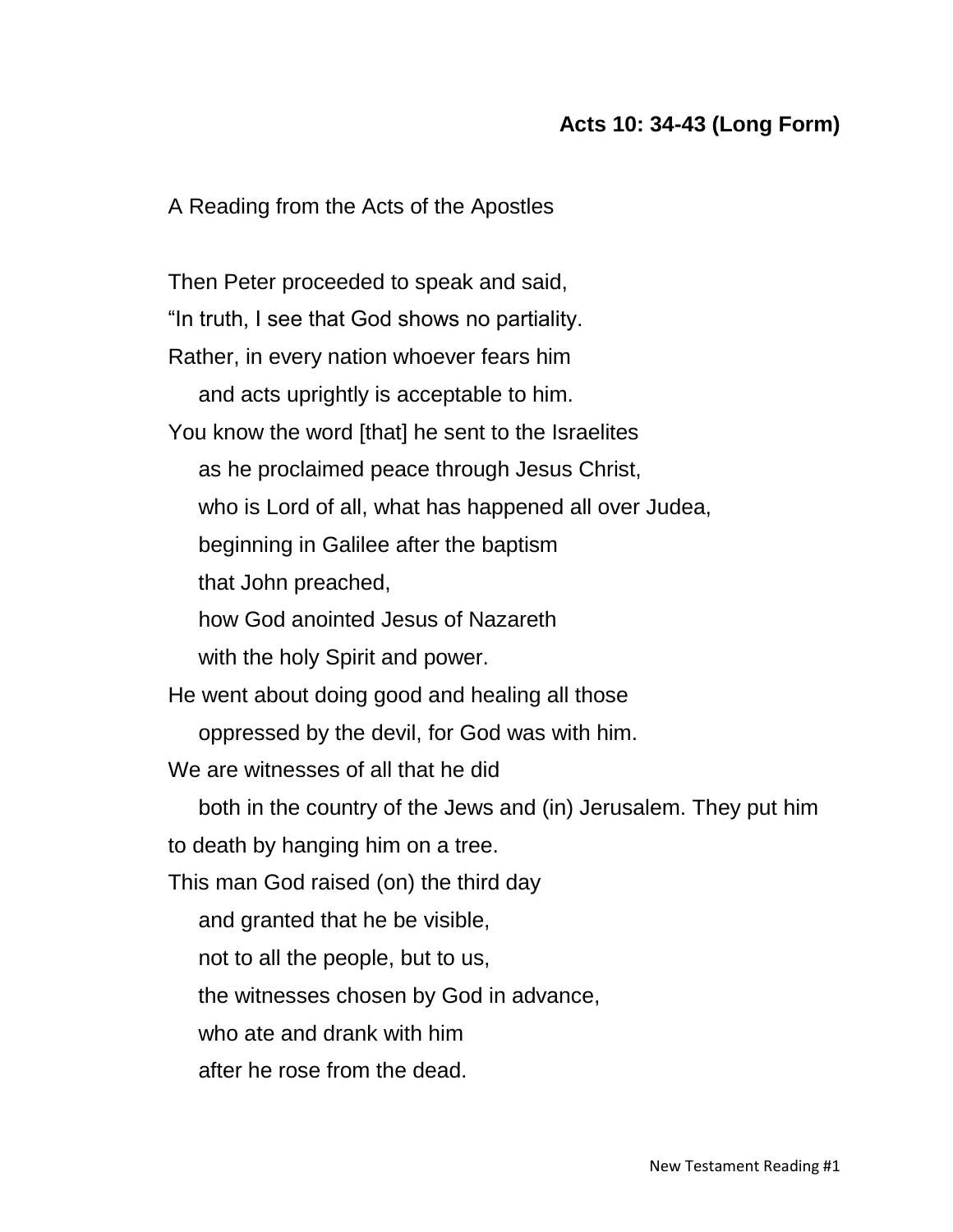**Acts 10: 34-43 (Long Form)**

A Reading from the Acts of the Apostles

Then Peter proceeded to speak and said,
"In truth, I see that God shows no partiality.
Rather, in every nation whoever fears him
    and acts uprightly is acceptable to him.
You know the word [that] he sent to the Israelites
    as he proclaimed peace through Jesus Christ,
    who is Lord of all, what has happened all over Judea,
    beginning in Galilee after the baptism
    that John preached,
    how God anointed Jesus of Nazareth
    with the holy Spirit and power.
He went about doing good and healing all those
    oppressed by the devil, for God was with him.
We are witnesses of all that he did
    both in the country of the Jews and (in) Jerusalem. They put him to death by hanging him on a tree.
This man God raised (on) the third day
    and granted that he be visible,
    not to all the people, but to us,
    the witnesses chosen by God in advance,
    who ate and drank with him
    after he rose from the dead.

New Testament Reading #1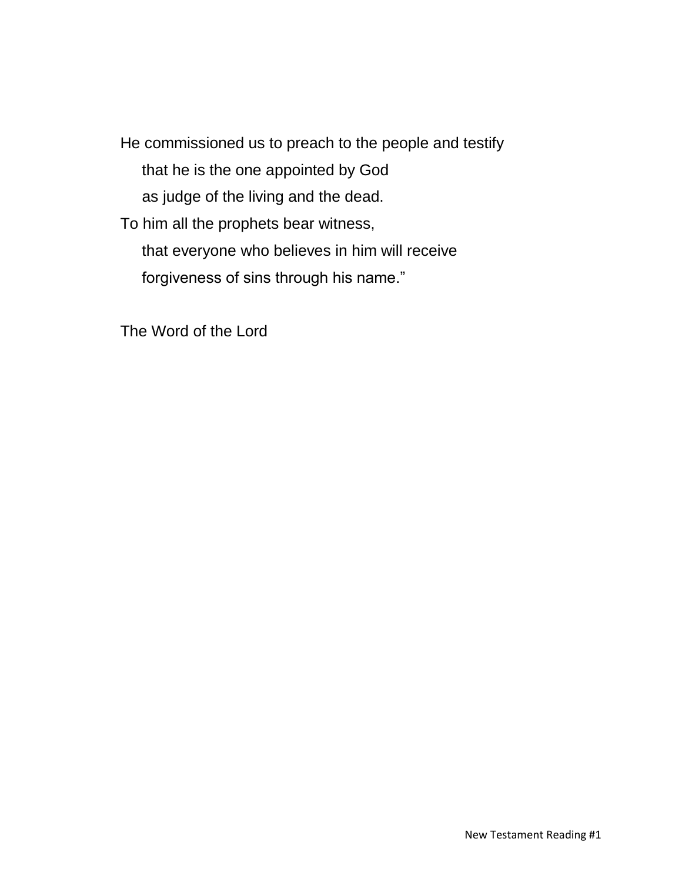He commissioned us to preach to the people and testify
 that he is the one appointed by God
 as judge of the living and the dead.
To him all the prophets bear witness,
 that everyone who believes in him will receive
 forgiveness of sins through his name."

The Word of the Lord